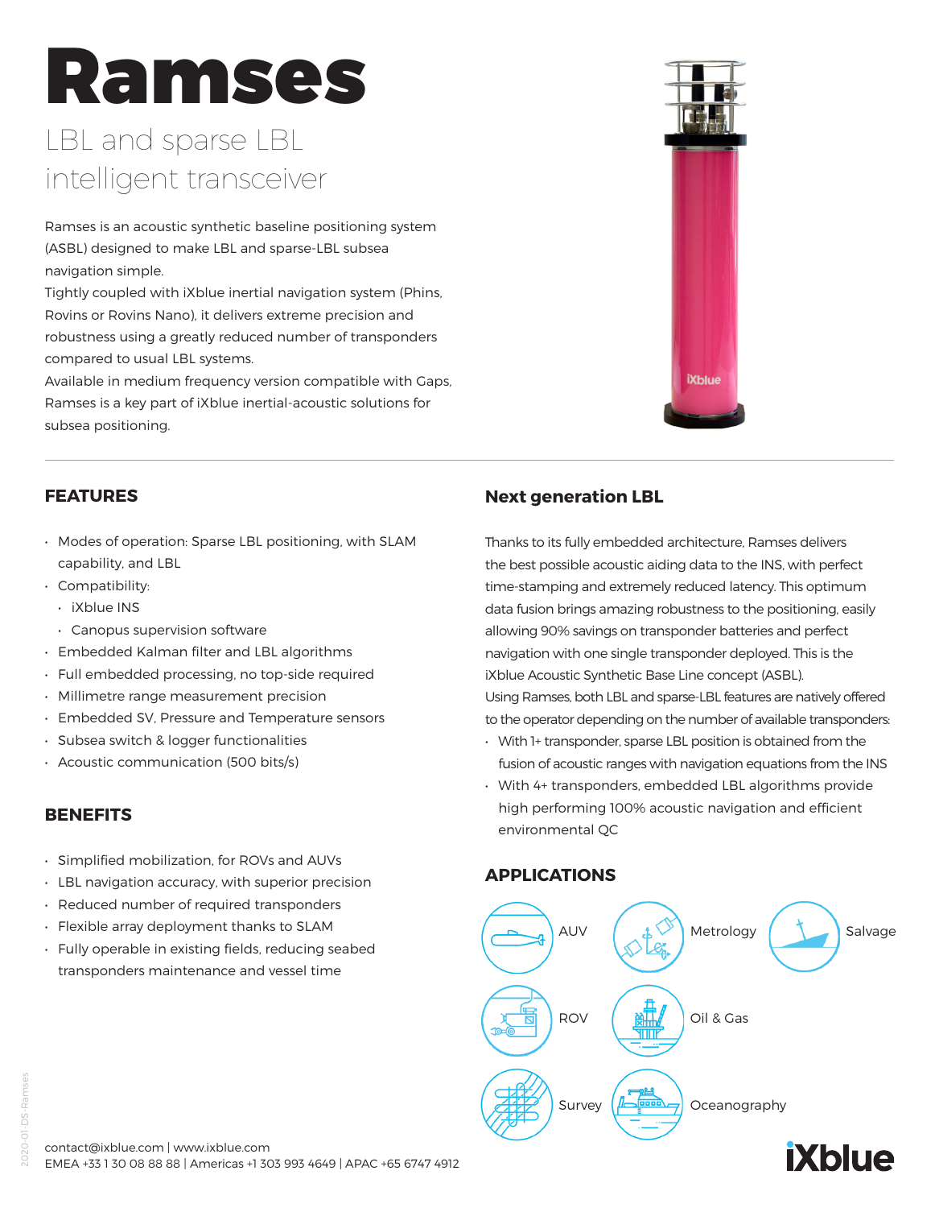# Ramses

## LBL and sparse LBL intelligent transceiver

Ramses is an acoustic synthetic baseline positioning system (ASBL) designed to make LBL and sparse-LBL subsea navigation simple.
Tightly coupled with iXblue inertial navigation system (Phins, Rovins or Rovins Nano), it delivers extreme precision and robustness using a greatly reduced number of transponders compared to usual LBL systems.
Available in medium frequency version compatible with Gaps, Ramses is a key part of iXblue inertial-acoustic solutions for subsea positioning.

## FEATURES

- Modes of operation: Sparse LBL positioning, with SLAM capability, and LBL
- Compatibility:
  - iXblue INS
  - Canopus supervision software
- Embedded Kalman filter and LBL algorithms
- Full embedded processing, no top-side required
- Millimetre range measurement precision
- Embedded SV, Pressure and Temperature sensors
- Subsea switch & logger functionalities
- Acoustic communication (500 bits/s)

## BENEFITS

- Simplified mobilization, for ROVs and AUVs
- LBL navigation accuracy, with superior precision
- Reduced number of required transponders
- Flexible array deployment thanks to SLAM
- Fully operable in existing fields, reducing seabed transponders maintenance and vessel time

## Next generation LBL

Thanks to its fully embedded architecture, Ramses delivers the best possible acoustic aiding data to the INS, with perfect time-stamping and extremely reduced latency. This optimum data fusion brings amazing robustness to the positioning, easily allowing 90% savings on transponder batteries and perfect navigation with one single transponder deployed. This is the iXblue Acoustic Synthetic Base Line concept (ASBL).
Using Ramses, both LBL and sparse-LBL features are natively offered to the operator depending on the number of available transponders:

- With 1+ transponder, sparse LBL position is obtained from the fusion of acoustic ranges with navigation equations from the INS
- With 4+ transponders, embedded LBL algorithms provide high performing 100% acoustic navigation and efficient environmental QC

## APPLICATIONS

- AUV
- Metrology
- Salvage
- ROV
- Oil & Gas
- Survey
- Oceanography

contact@ixblue.com | www.ixblue.com
EMEA +33 1 30 08 88 88 | Americas +1 303 993 4649 | APAC +65 6747 4912

2020-01-DS-Ramses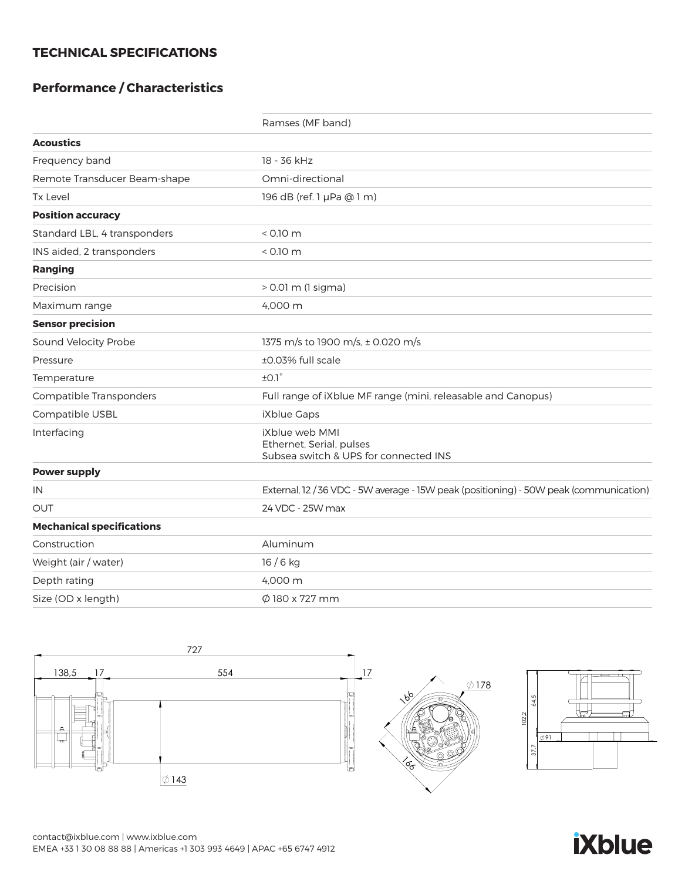## TECHNICAL SPECIFICATIONS

### Performance / Characteristics

| | Ramses (MF band) |
|---|---|
| **Acoustics** | |
| Frequency band | 18 - 36 kHz |
| Remote Transducer Beam-shape | Omni-directional |
| Tx Level | 196 dB (ref. 1 µPa @ 1 m) |
| **Position accuracy** | |
| Standard LBL, 4 transponders | < 0.10 m |
| INS aided, 2 transponders | < 0.10 m |
| **Ranging** | |
| Precision | > 0.01 m (1 sigma) |
| Maximum range | 4,000 m |
| **Sensor precision** | |
| Sound Velocity Probe | 1375 m/s to 1900 m/s, ± 0.020 m/s |
| Pressure | ±0.03% full scale |
| Temperature | ±0.1° |
| Compatible Transponders | Full range of iXblue MF range (mini, releasable and Canopus) |
| Compatible USBL | iXblue Gaps |
| Interfacing | iXblue web MMI<br>Ethernet, Serial, pulses<br>Subsea switch & UPS for connected INS |
| **Power supply** | |
| IN | External, 12 / 36 VDC - 5W average - 15W peak (positioning) - 50W peak (communication) |
| OUT | 24 VDC - 25W max |
| **Mechanical specifications** | |
| Construction | Aluminum |
| Weight (air / water) | 16 / 6 kg |
| Depth rating | 4,000 m |
| Size (OD x length) | Ø 180 x 727 mm |

contact@ixblue.com | www.ixblue.com
EMEA +33 1 30 08 88 88 | Americas +1 303 993 4649 | APAC +65 6747 4912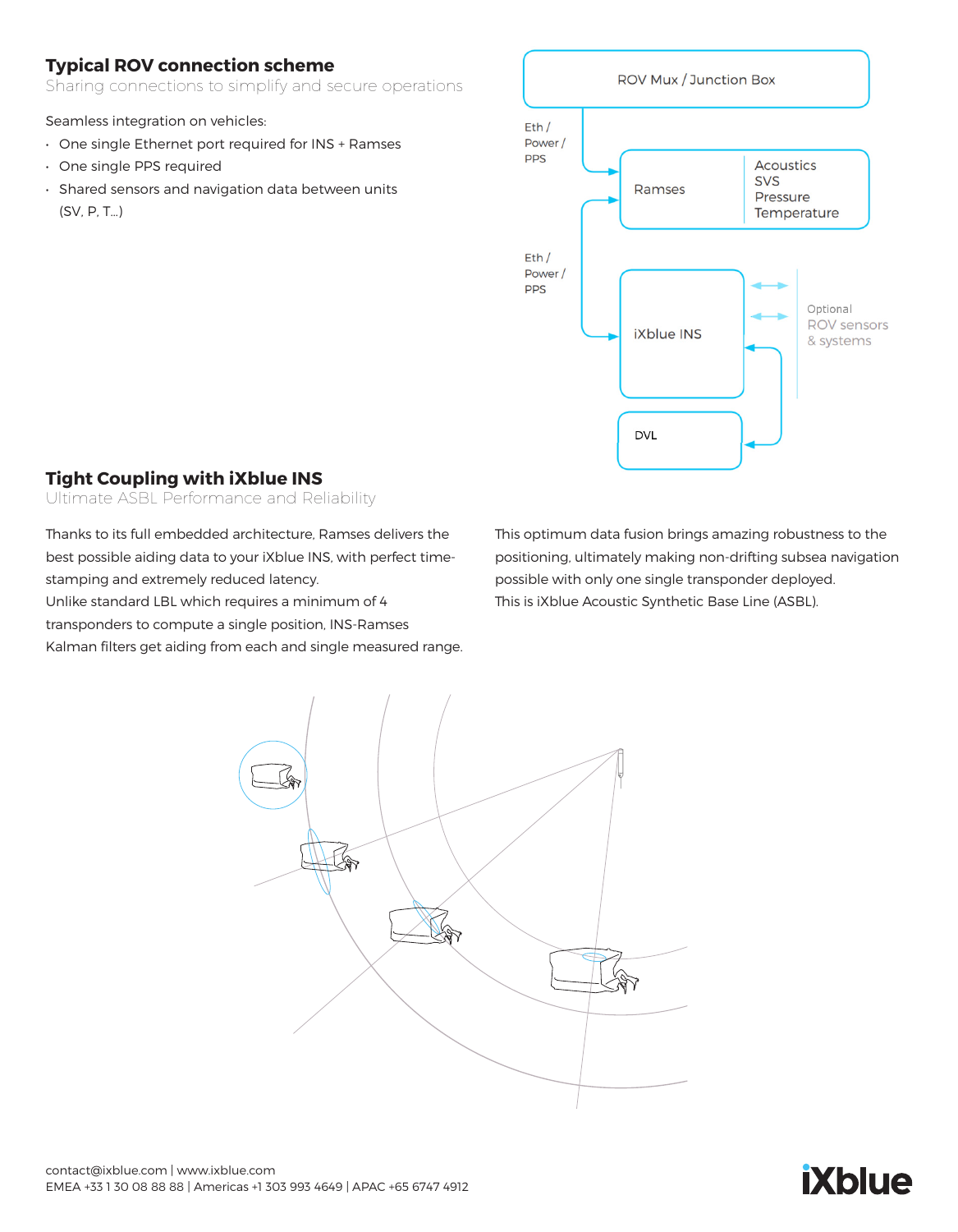## Typical ROV connection scheme

Sharing connections to simplify and secure operations

Seamless integration on vehicles:

- One single Ethernet port required for INS + Ramses
- One single PPS required
- Shared sensors and navigation data between units (SV, P, T...)

ROV Mux / Junction Box

Eth / Power / PPS

Ramses

Acoustics
SVS
Pressure
Temperature

Eth / Power / PPS

iXblue INS

Optional ROV sensors & systems

DVL

## Tight Coupling with iXblue INS

Ultimate ASBL Performance and Reliability

Thanks to its full embedded architecture, Ramses delivers the best possible aiding data to your iXblue INS, with perfect time-stamping and extremely reduced latency.
Unlike standard LBL which requires a minimum of 4 transponders to compute a single position, INS-Ramses Kalman filters get aiding from each and single measured range.

This optimum data fusion brings amazing robustness to the positioning, ultimately making non-drifting subsea navigation possible with only one single transponder deployed.
This is iXblue Acoustic Synthetic Base Line (ASBL).

contact@ixblue.com | www.ixblue.com
EMEA +33 1 30 08 88 88 | Americas +1 303 993 4649 | APAC +65 6747 4912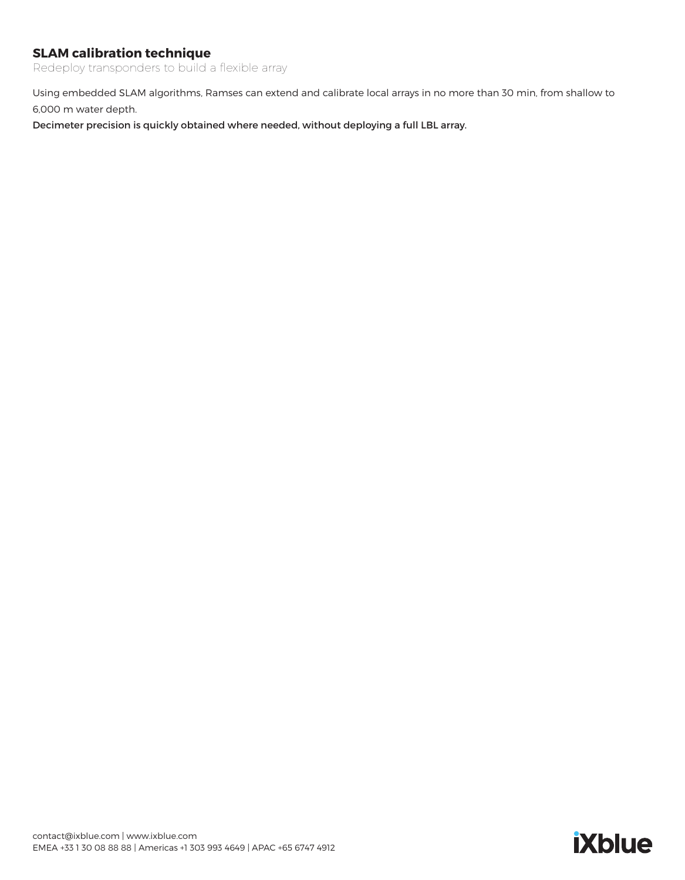## SLAM calibration technique

Redeploy transponders to build a flexible array

Using embedded SLAM algorithms, Ramses can extend and calibrate local arrays in no more than 30 min, from shallow to 6,000 m water depth.

Decimeter precision is quickly obtained where needed, without deploying a full LBL array.

contact@ixblue.com | www.ixblue.com
EMEA +33 1 30 08 88 88 | Americas +1 303 993 4649 | APAC +65 6747 4912

iXblue